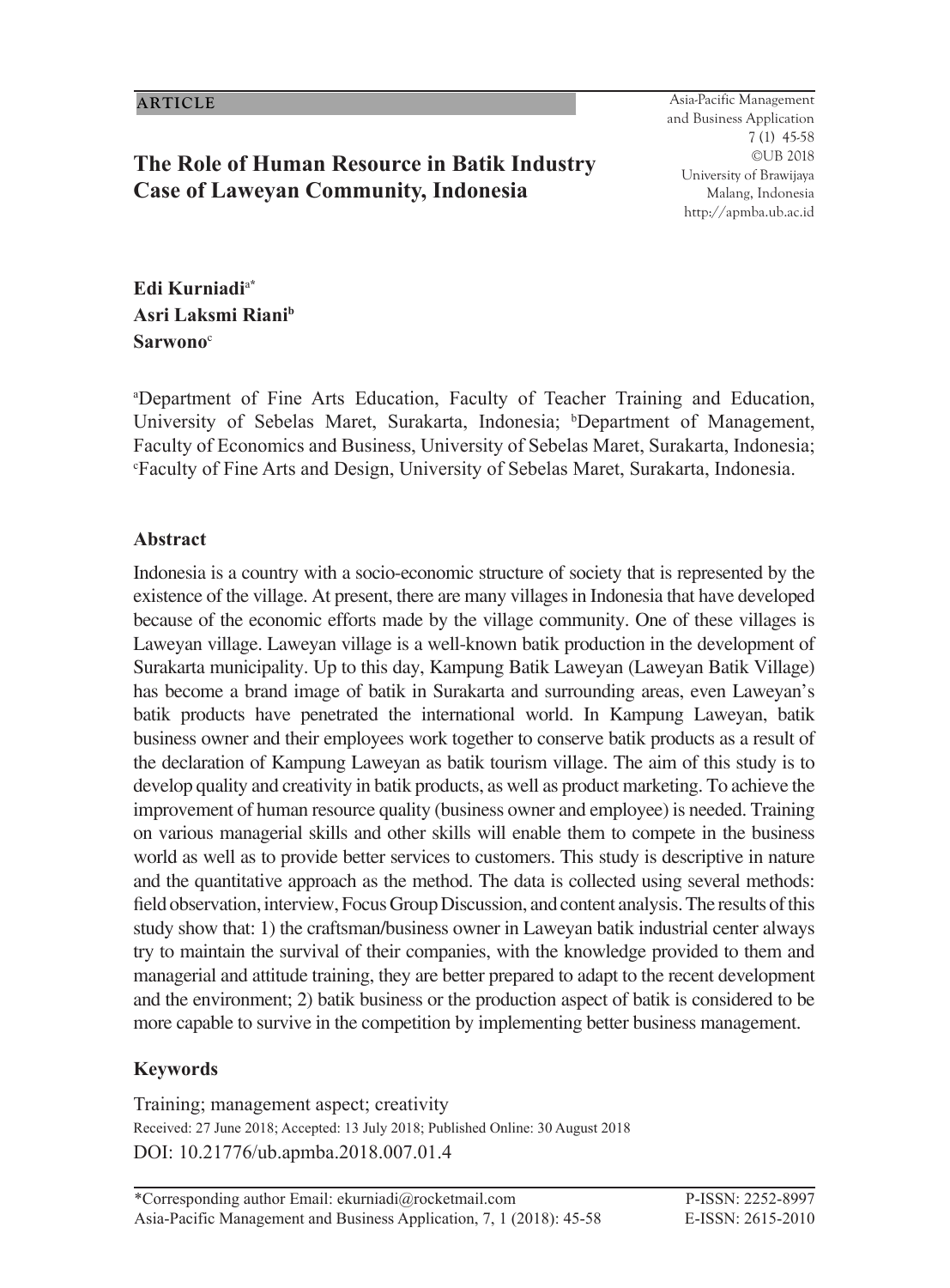ARTICLE

# The Role of Human Resource in Batik Industry Case of Laweyan Community, Indonesia

**Edi Kurniadi**[a*]
**Asri Laksmi Riani**[b]
**Sarwono**[c]

[a]Department of Fine Arts Education, Faculty of Teacher Training and Education, University of Sebelas Maret, Surakarta, Indonesia; [b]Department of Management, Faculty of Economics and Business, University of Sebelas Maret, Surakarta, Indonesia; [c]Faculty of Fine Arts and Design, University of Sebelas Maret, Surakarta, Indonesia.

## Abstract

Indonesia is a country with a socio-economic structure of society that is represented by the existence of the village. At present, there are many villages in Indonesia that have developed because of the economic efforts made by the village community. One of these villages is Laweyan village. Laweyan village is a well-known batik production in the development of Surakarta municipality. Up to this day, Kampung Batik Laweyan (Laweyan Batik Village) has become a brand image of batik in Surakarta and surrounding areas, even Laweyan's batik products have penetrated the international world. In Kampung Laweyan, batik business owner and their employees work together to conserve batik products as a result of the declaration of Kampung Laweyan as batik tourism village. The aim of this study is to develop quality and creativity in batik products, as well as product marketing. To achieve the improvement of human resource quality (business owner and employee) is needed. Training on various managerial skills and other skills will enable them to compete in the business world as well as to provide better services to customers. This study is descriptive in nature and the quantitative approach as the method. The data is collected using several methods: field observation, interview, Focus Group Discussion, and content analysis. The results of this study show that: 1) the craftsman/business owner in Laweyan batik industrial center always try to maintain the survival of their companies, with the knowledge provided to them and managerial and attitude training, they are better prepared to adapt to the recent development and the environment; 2) batik business or the production aspect of batik is considered to be more capable to survive in the competition by implementing better business management.

## Keywords

Training; management aspect; creativity

Received: 27 June 2018; Accepted: 13 July 2018; Published Online: 30 August 2018

DOI: 10.21776/ub.apmba.2018.007.01.4

*Corresponding author Email: ekurniadi@rocketmail.com

P-ISSN: 2252-8997
E-ISSN: 2615-2010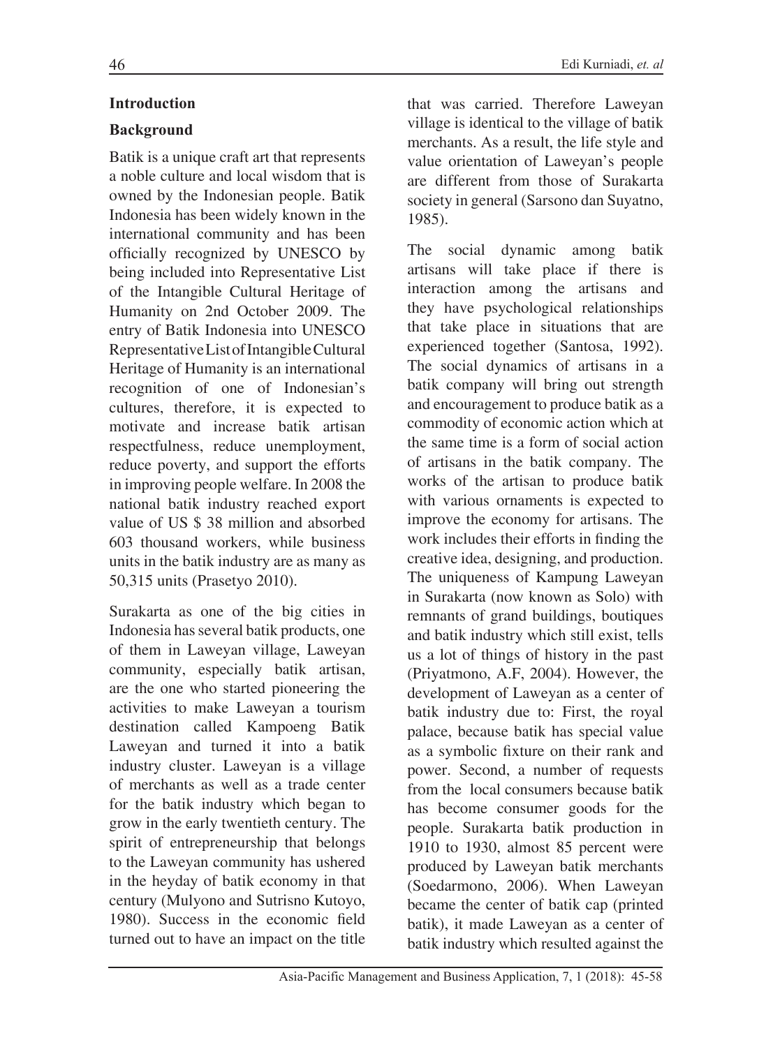## Introduction

### Background

Batik is a unique craft art that represents a noble culture and local wisdom that is owned by the Indonesian people. Batik Indonesia has been widely known in the international community and has been officially recognized by UNESCO by being included into Representative List of the Intangible Cultural Heritage of Humanity on 2nd October 2009. The entry of Batik Indonesia into UNESCO Representative List of Intangible Cultural Heritage of Humanity is an international recognition of one of Indonesian's cultures, therefore, it is expected to motivate and increase batik artisan respectfulness, reduce unemployment, reduce poverty, and support the efforts in improving people welfare. In 2008 the national batik industry reached export value of US $ 38 million and absorbed 603 thousand workers, while business units in the batik industry are as many as 50,315 units (Prasetyo 2010).

Surakarta as one of the big cities in Indonesia has several batik products, one of them in Laweyan village, Laweyan community, especially batik artisan, are the one who started pioneering the activities to make Laweyan a tourism destination called Kampoeng Batik Laweyan and turned it into a batik industry cluster. Laweyan is a village of merchants as well as a trade center for the batik industry which began to grow in the early twentieth century. The spirit of entrepreneurship that belongs to the Laweyan community has ushered in the heyday of batik economy in that century (Mulyono and Sutrisno Kutoyo, 1980). Success in the economic field turned out to have an impact on the title that was carried. Therefore Laweyan village is identical to the village of batik merchants. As a result, the life style and value orientation of Laweyan's people are different from those of Surakarta society in general (Sarsono dan Suyatno, 1985).

The social dynamic among batik artisans will take place if there is interaction among the artisans and they have psychological relationships that take place in situations that are experienced together (Santosa, 1992). The social dynamics of artisans in a batik company will bring out strength and encouragement to produce batik as a commodity of economic action which at the same time is a form of social action of artisans in the batik company. The works of the artisan to produce batik with various ornaments is expected to improve the economy for artisans. The work includes their efforts in finding the creative idea, designing, and production. The uniqueness of Kampung Laweyan in Surakarta (now known as Solo) with remnants of grand buildings, boutiques and batik industry which still exist, tells us a lot of things of history in the past (Priyatmono, A.F, 2004). However, the development of Laweyan as a center of batik industry due to: First, the royal palace, because batik has special value as a symbolic fixture on their rank and power. Second, a number of requests from the local consumers because batik has become consumer goods for the people. Surakarta batik production in 1910 to 1930, almost 85 percent were produced by Laweyan batik merchants (Soedarmono, 2006). When Laweyan became the center of batik cap (printed batik), it made Laweyan as a center of batik industry which resulted against the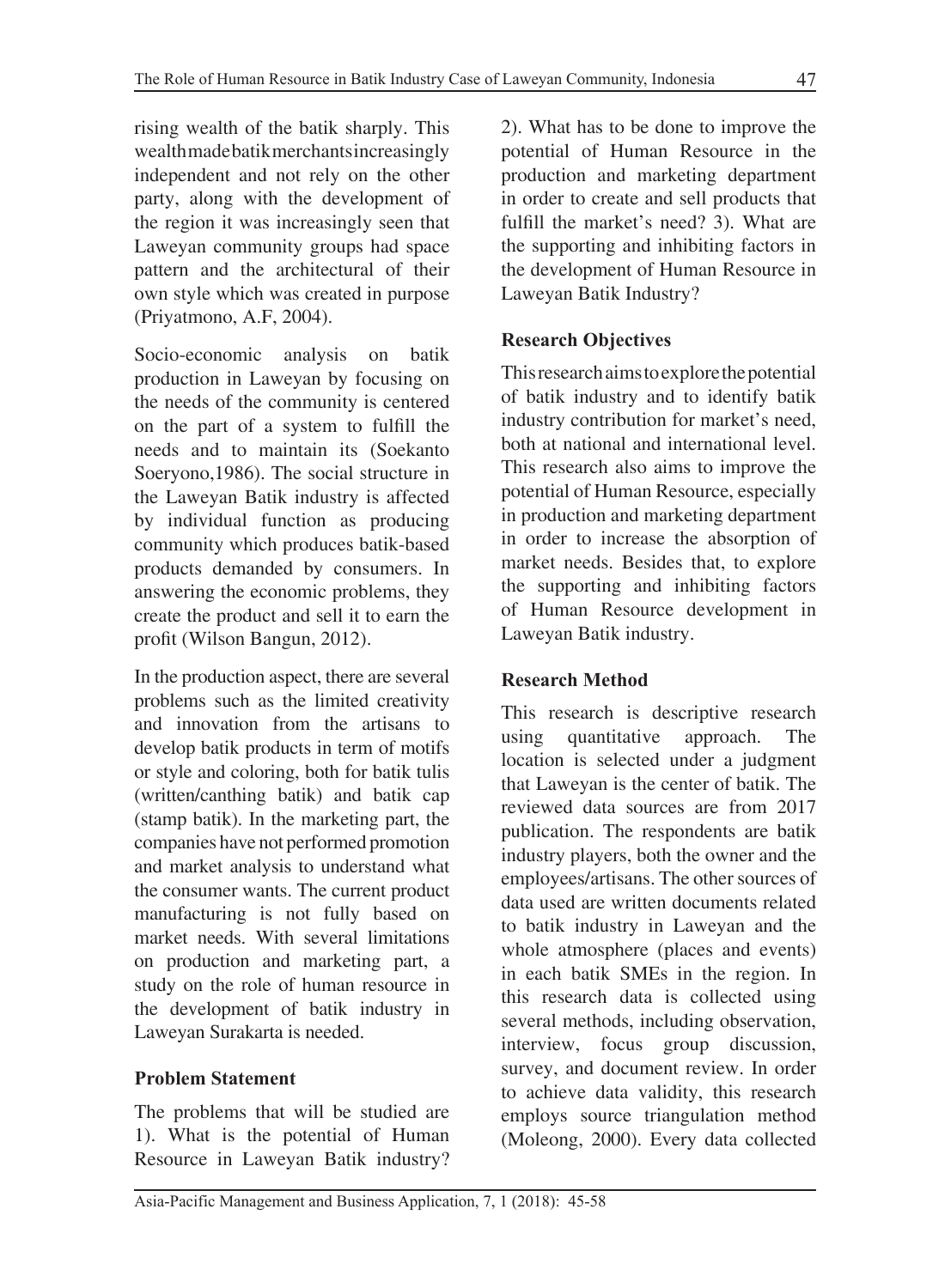rising wealth of the batik sharply. This wealth made batik merchants increasingly independent and not rely on the other party, along with the development of the region it was increasingly seen that Laweyan community groups had space pattern and the architectural of their own style which was created in purpose (Priyatmono, A.F, 2004).

Socio-economic analysis on batik production in Laweyan by focusing on the needs of the community is centered on the part of a system to fulfill the needs and to maintain its (Soekanto Soeryono,1986). The social structure in the Laweyan Batik industry is affected by individual function as producing community which produces batik-based products demanded by consumers. In answering the economic problems, they create the product and sell it to earn the profit (Wilson Bangun, 2012).

In the production aspect, there are several problems such as the limited creativity and innovation from the artisans to develop batik products in term of motifs or style and coloring, both for batik tulis (written/canthing batik) and batik cap (stamp batik). In the marketing part, the companies have not performed promotion and market analysis to understand what the consumer wants. The current product manufacturing is not fully based on market needs. With several limitations on production and marketing part, a study on the role of human resource in the development of batik industry in Laweyan Surakarta is needed.

**Problem Statement**

The problems that will be studied are 1). What is the potential of Human Resource in Laweyan Batik industry? 2). What has to be done to improve the potential of Human Resource in the production and marketing department in order to create and sell products that fulfill the market's need? 3). What are the supporting and inhibiting factors in the development of Human Resource in Laweyan Batik Industry?

**Research Objectives**

This research aims to explore the potential of batik industry and to identify batik industry contribution for market's need, both at national and international level. This research also aims to improve the potential of Human Resource, especially in production and marketing department in order to increase the absorption of market needs. Besides that, to explore the supporting and inhibiting factors of Human Resource development in Laweyan Batik industry.

**Research Method**

This research is descriptive research using quantitative approach. The location is selected under a judgment that Laweyan is the center of batik. The reviewed data sources are from 2017 publication. The respondents are batik industry players, both the owner and the employees/artisans. The other sources of data used are written documents related to batik industry in Laweyan and the whole atmosphere (places and events) in each batik SMEs in the region. In this research data is collected using several methods, including observation, interview, focus group discussion, survey, and document review. In order to achieve data validity, this research employs source triangulation method (Moleong, 2000). Every data collected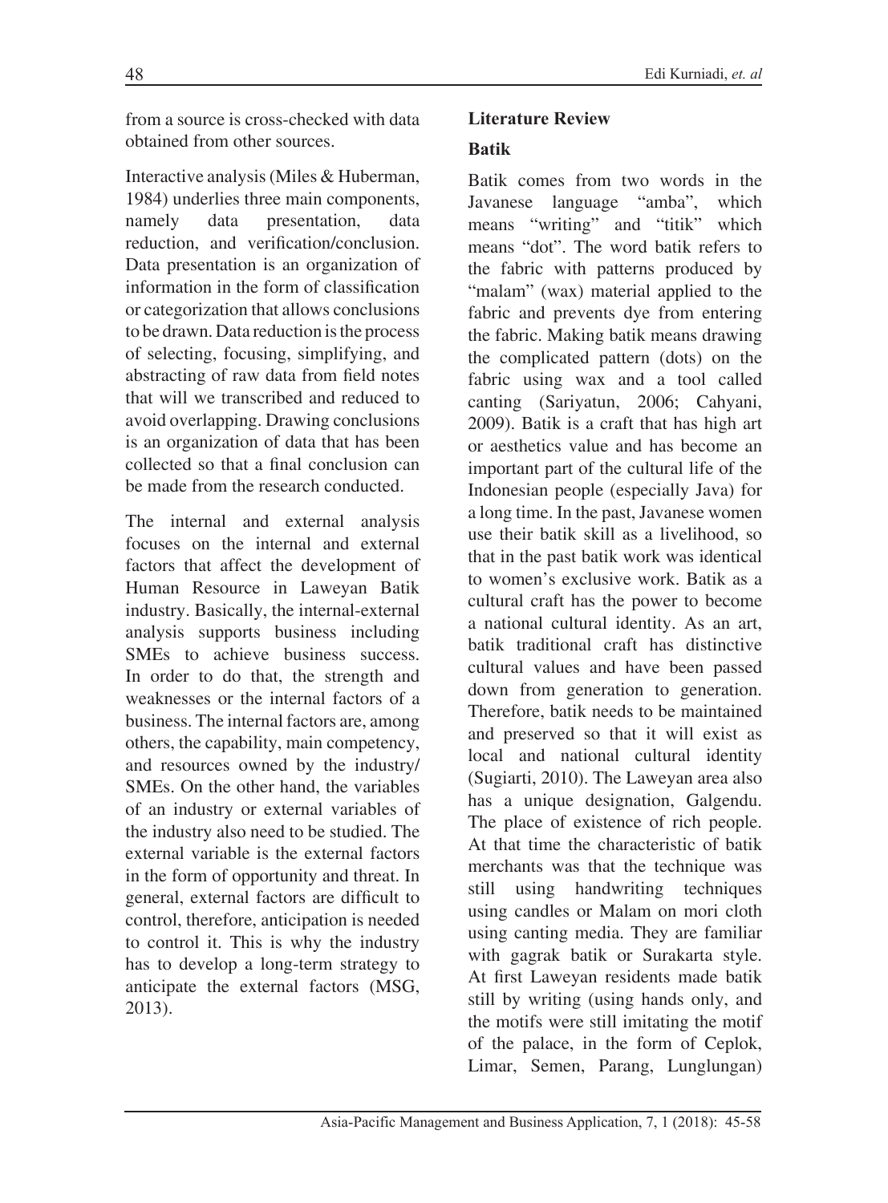from a source is cross-checked with data obtained from other sources.

Interactive analysis (Miles & Huberman, 1984) underlies three main components, namely data presentation, data reduction, and verification/conclusion. Data presentation is an organization of information in the form of classification or categorization that allows conclusions to be drawn. Data reduction is the process of selecting, focusing, simplifying, and abstracting of raw data from field notes that will we transcribed and reduced to avoid overlapping. Drawing conclusions is an organization of data that has been collected so that a final conclusion can be made from the research conducted.

The internal and external analysis focuses on the internal and external factors that affect the development of Human Resource in Laweyan Batik industry. Basically, the internal-external analysis supports business including SMEs to achieve business success. In order to do that, the strength and weaknesses or the internal factors of a business. The internal factors are, among others, the capability, main competency, and resources owned by the industry/ SMEs. On the other hand, the variables of an industry or external variables of the industry also need to be studied. The external variable is the external factors in the form of opportunity and threat. In general, external factors are difficult to control, therefore, anticipation is needed to control it. This is why the industry has to develop a long-term strategy to anticipate the external factors (MSG, 2013).

## Literature Review

### Batik

Batik comes from two words in the Javanese language "amba", which means "writing" and "titik" which means "dot". The word batik refers to the fabric with patterns produced by "malam" (wax) material applied to the fabric and prevents dye from entering the fabric. Making batik means drawing the complicated pattern (dots) on the fabric using wax and a tool called canting (Sariyatun, 2006; Cahyani, 2009). Batik is a craft that has high art or aesthetics value and has become an important part of the cultural life of the Indonesian people (especially Java) for a long time. In the past, Javanese women use their batik skill as a livelihood, so that in the past batik work was identical to women's exclusive work. Batik as a cultural craft has the power to become a national cultural identity. As an art, batik traditional craft has distinctive cultural values and have been passed down from generation to generation. Therefore, batik needs to be maintained and preserved so that it will exist as local and national cultural identity (Sugiarti, 2010). The Laweyan area also has a unique designation, Galgendu. The place of existence of rich people. At that time the characteristic of batik merchants was that the technique was still using handwriting techniques using candles or Malam on mori cloth using canting media. They are familiar with gagrak batik or Surakarta style. At first Laweyan residents made batik still by writing (using hands only, and the motifs were still imitating the motif of the palace, in the form of Ceplok, Limar, Semen, Parang, Lunglungan)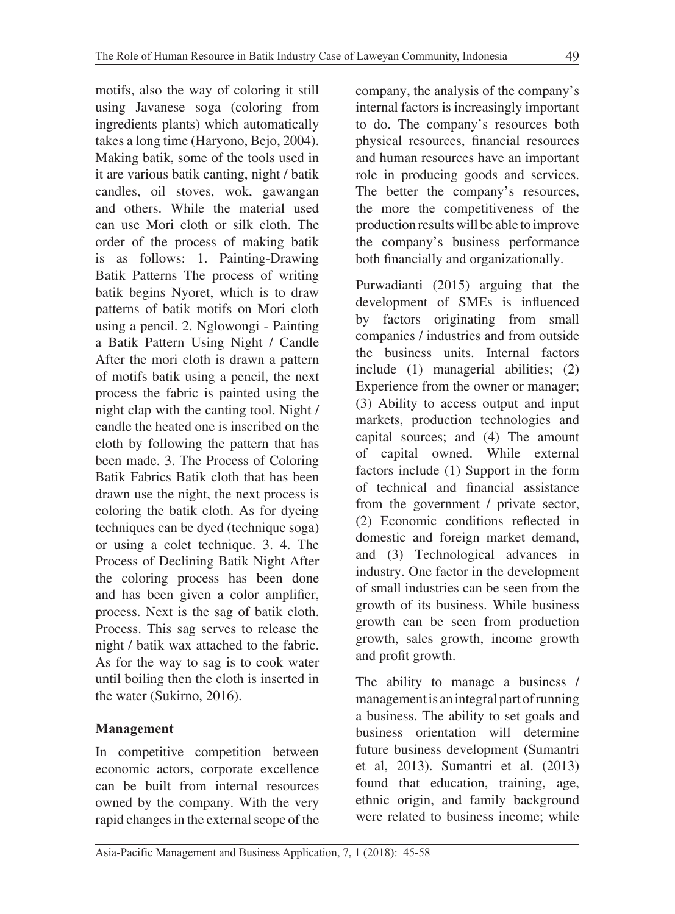motifs, also the way of coloring it still using Javanese soga (coloring from ingredients plants) which automatically takes a long time (Haryono, Bejo, 2004). Making batik, some of the tools used in it are various batik canting, night / batik candles, oil stoves, wok, gawangan and others. While the material used can use Mori cloth or silk cloth. The order of the process of making batik is as follows: 1. Painting-Drawing Batik Patterns The process of writing batik begins Nyoret, which is to draw patterns of batik motifs on Mori cloth using a pencil. 2. Nglowongi - Painting a Batik Pattern Using Night / Candle After the mori cloth is drawn a pattern of motifs batik using a pencil, the next process the fabric is painted using the night clap with the canting tool. Night / candle the heated one is inscribed on the cloth by following the pattern that has been made. 3. The Process of Coloring Batik Fabrics Batik cloth that has been drawn use the night, the next process is coloring the batik cloth. As for dyeing techniques can be dyed (technique soga) or using a colet technique. 3. 4. The Process of Declining Batik Night After the coloring process has been done and has been given a color amplifier, process. Next is the sag of batik cloth. Process. This sag serves to release the night / batik wax attached to the fabric. As for the way to sag is to cook water until boiling then the cloth is inserted in the water (Sukirno, 2016).

**Management**

In competitive competition between economic actors, corporate excellence can be built from internal resources owned by the company. With the very rapid changes in the external scope of the company, the analysis of the company's internal factors is increasingly important to do. The company's resources both physical resources, financial resources and human resources have an important role in producing goods and services. The better the company's resources, the more the competitiveness of the production results will be able to improve the company's business performance both financially and organizationally.

Purwadianti (2015) arguing that the development of SMEs is influenced by factors originating from small companies / industries and from outside the business units. Internal factors include (1) managerial abilities; (2) Experience from the owner or manager; (3) Ability to access output and input markets, production technologies and capital sources; and (4) The amount of capital owned. While external factors include (1) Support in the form of technical and financial assistance from the government / private sector, (2) Economic conditions reflected in domestic and foreign market demand, and (3) Technological advances in industry. One factor in the development of small industries can be seen from the growth of its business. While business growth can be seen from production growth, sales growth, income growth and profit growth.

The ability to manage a business / management is an integral part of running a business. The ability to set goals and business orientation will determine future business development (Sumantri et al, 2013). Sumantri et al. (2013) found that education, training, age, ethnic origin, and family background were related to business income; while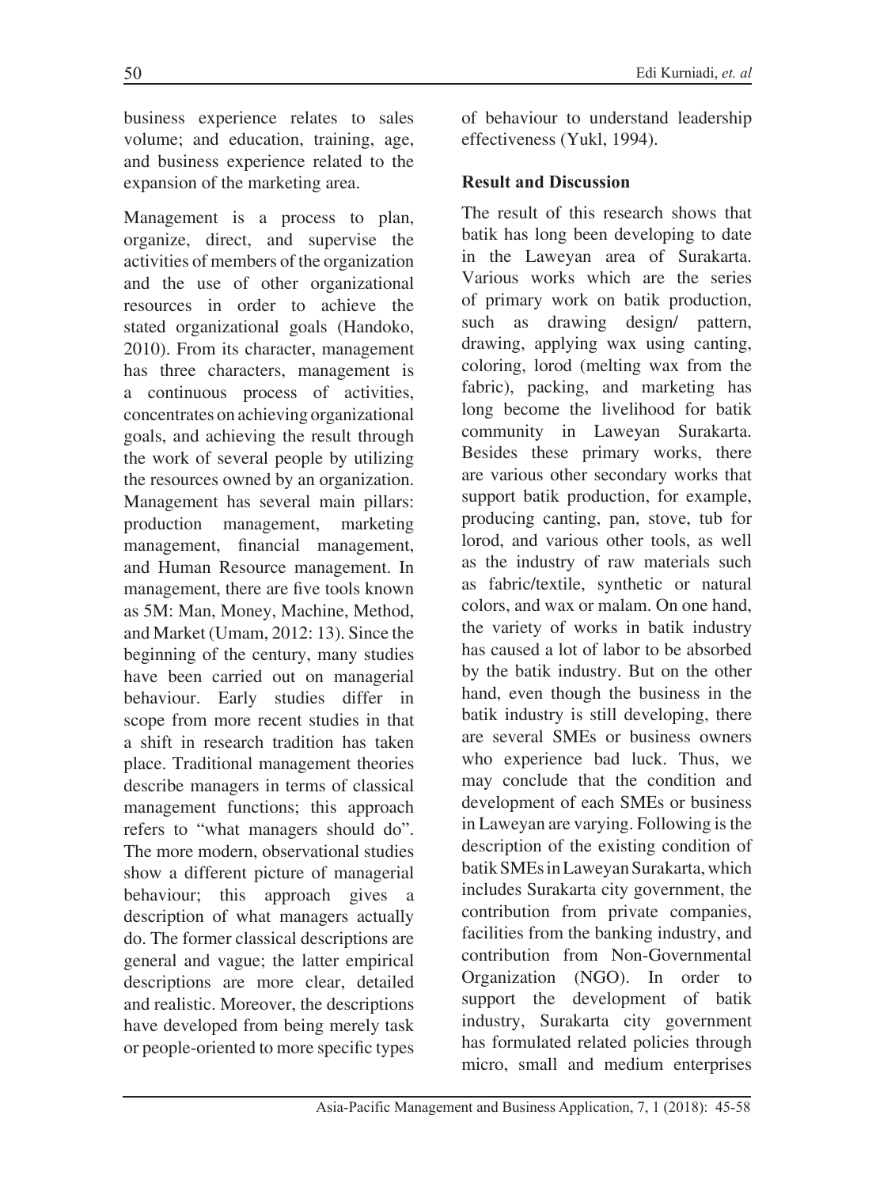business experience relates to sales volume; and education, training, age, and business experience related to the expansion of the marketing area.

Management is a process to plan, organize, direct, and supervise the activities of members of the organization and the use of other organizational resources in order to achieve the stated organizational goals (Handoko, 2010). From its character, management has three characters, management is a continuous process of activities, concentrates on achieving organizational goals, and achieving the result through the work of several people by utilizing the resources owned by an organization. Management has several main pillars: production management, marketing management, financial management, and Human Resource management. In management, there are five tools known as 5M: Man, Money, Machine, Method, and Market (Umam, 2012: 13). Since the beginning of the century, many studies have been carried out on managerial behaviour. Early studies differ in scope from more recent studies in that a shift in research tradition has taken place. Traditional management theories describe managers in terms of classical management functions; this approach refers to "what managers should do". The more modern, observational studies show a different picture of managerial behaviour; this approach gives a description of what managers actually do. The former classical descriptions are general and vague; the latter empirical descriptions are more clear, detailed and realistic. Moreover, the descriptions have developed from being merely task or people-oriented to more specific types of behaviour to understand leadership effectiveness (Yukl, 1994).

## Result and Discussion

The result of this research shows that batik has long been developing to date in the Laweyan area of Surakarta. Various works which are the series of primary work on batik production, such as drawing design/ pattern, drawing, applying wax using canting, coloring, lorod (melting wax from the fabric), packing, and marketing has long become the livelihood for batik community in Laweyan Surakarta. Besides these primary works, there are various other secondary works that support batik production, for example, producing canting, pan, stove, tub for lorod, and various other tools, as well as the industry of raw materials such as fabric/textile, synthetic or natural colors, and wax or malam. On one hand, the variety of works in batik industry has caused a lot of labor to be absorbed by the batik industry. But on the other hand, even though the business in the batik industry is still developing, there are several SMEs or business owners who experience bad luck. Thus, we may conclude that the condition and development of each SMEs or business in Laweyan are varying. Following is the description of the existing condition of batik SMEs in Laweyan Surakarta, which includes Surakarta city government, the contribution from private companies, facilities from the banking industry, and contribution from Non-Governmental Organization (NGO). In order to support the development of batik industry, Surakarta city government has formulated related policies through micro, small and medium enterprises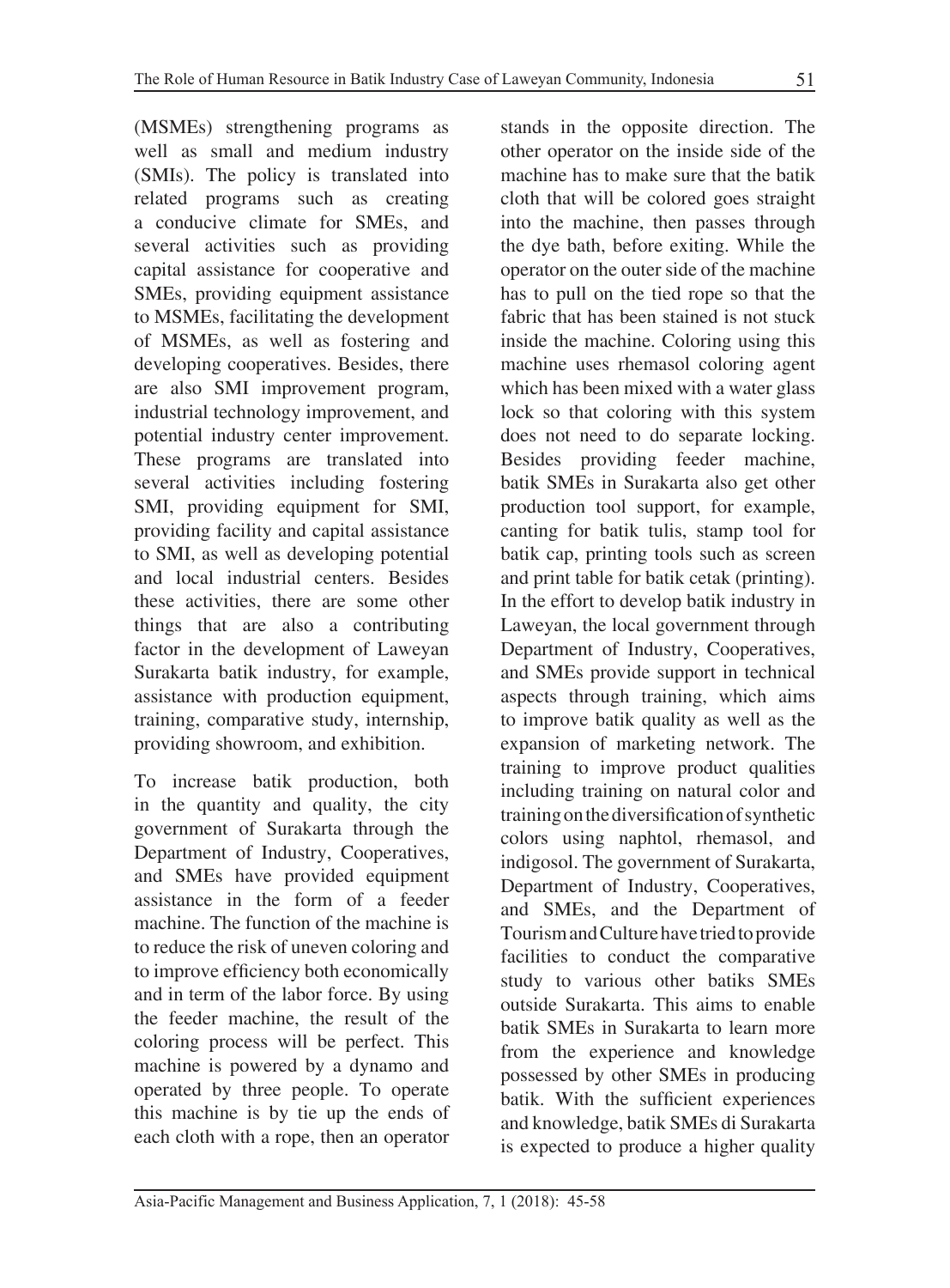(MSMEs) strengthening programs as well as small and medium industry (SMIs). The policy is translated into related programs such as creating a conducive climate for SMEs, and several activities such as providing capital assistance for cooperative and SMEs, providing equipment assistance to MSMEs, facilitating the development of MSMEs, as well as fostering and developing cooperatives. Besides, there are also SMI improvement program, industrial technology improvement, and potential industry center improvement. These programs are translated into several activities including fostering SMI, providing equipment for SMI, providing facility and capital assistance to SMI, as well as developing potential and local industrial centers. Besides these activities, there are some other things that are also a contributing factor in the development of Laweyan Surakarta batik industry, for example, assistance with production equipment, training, comparative study, internship, providing showroom, and exhibition.

To increase batik production, both in the quantity and quality, the city government of Surakarta through the Department of Industry, Cooperatives, and SMEs have provided equipment assistance in the form of a feeder machine. The function of the machine is to reduce the risk of uneven coloring and to improve efficiency both economically and in term of the labor force. By using the feeder machine, the result of the coloring process will be perfect. This machine is powered by a dynamo and operated by three people. To operate this machine is by tie up the ends of each cloth with a rope, then an operator stands in the opposite direction. The other operator on the inside side of the machine has to make sure that the batik cloth that will be colored goes straight into the machine, then passes through the dye bath, before exiting. While the operator on the outer side of the machine has to pull on the tied rope so that the fabric that has been stained is not stuck inside the machine. Coloring using this machine uses rhemasol coloring agent which has been mixed with a water glass lock so that coloring with this system does not need to do separate locking. Besides providing feeder machine, batik SMEs in Surakarta also get other production tool support, for example, canting for batik tulis, stamp tool for batik cap, printing tools such as screen and print table for batik cetak (printing). In the effort to develop batik industry in Laweyan, the local government through Department of Industry, Cooperatives, and SMEs provide support in technical aspects through training, which aims to improve batik quality as well as the expansion of marketing network. The training to improve product qualities including training on natural color and training on the diversification of synthetic colors using naphtol, rhemasol, and indigosol. The government of Surakarta, Department of Industry, Cooperatives, and SMEs, and the Department of Tourism and Culture have tried to provide facilities to conduct the comparative study to various other batiks SMEs outside Surakarta. This aims to enable batik SMEs in Surakarta to learn more from the experience and knowledge possessed by other SMEs in producing batik. With the sufficient experiences and knowledge, batik SMEs di Surakarta is expected to produce a higher quality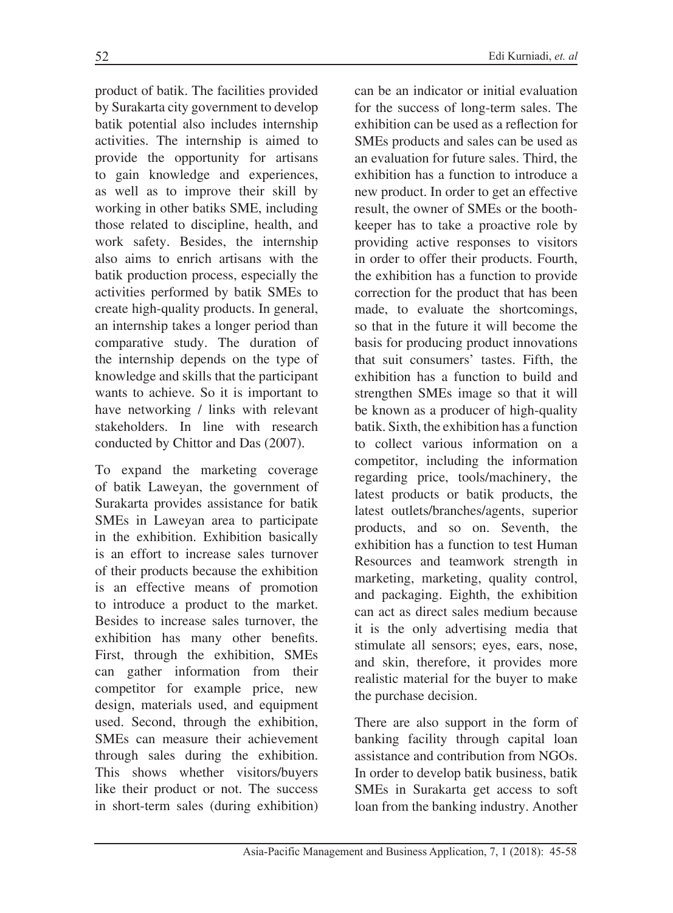product of batik. The facilities provided by Surakarta city government to develop batik potential also includes internship activities. The internship is aimed to provide the opportunity for artisans to gain knowledge and experiences, as well as to improve their skill by working in other batiks SME, including those related to discipline, health, and work safety. Besides, the internship also aims to enrich artisans with the batik production process, especially the activities performed by batik SMEs to create high-quality products. In general, an internship takes a longer period than comparative study. The duration of the internship depends on the type of knowledge and skills that the participant wants to achieve. So it is important to have networking / links with relevant stakeholders. In line with research conducted by Chittor and Das (2007).

To expand the marketing coverage of batik Laweyan, the government of Surakarta provides assistance for batik SMEs in Laweyan area to participate in the exhibition. Exhibition basically is an effort to increase sales turnover of their products because the exhibition is an effective means of promotion to introduce a product to the market. Besides to increase sales turnover, the exhibition has many other benefits. First, through the exhibition, SMEs can gather information from their competitor for example price, new design, materials used, and equipment used. Second, through the exhibition, SMEs can measure their achievement through sales during the exhibition. This shows whether visitors/buyers like their product or not. The success in short-term sales (during exhibition) can be an indicator or initial evaluation for the success of long-term sales. The exhibition can be used as a reflection for SMEs products and sales can be used as an evaluation for future sales. Third, the exhibition has a function to introduce a new product. In order to get an effective result, the owner of SMEs or the booth-keeper has to take a proactive role by providing active responses to visitors in order to offer their products. Fourth, the exhibition has a function to provide correction for the product that has been made, to evaluate the shortcomings, so that in the future it will become the basis for producing product innovations that suit consumers' tastes. Fifth, the exhibition has a function to build and strengthen SMEs image so that it will be known as a producer of high-quality batik. Sixth, the exhibition has a function to collect various information on a competitor, including the information regarding price, tools/machinery, the latest products or batik products, the latest outlets/branches/agents, superior products, and so on. Seventh, the exhibition has a function to test Human Resources and teamwork strength in marketing, marketing, quality control, and packaging. Eighth, the exhibition can act as direct sales medium because it is the only advertising media that stimulate all sensors; eyes, ears, nose, and skin, therefore, it provides more realistic material for the buyer to make the purchase decision.

There are also support in the form of banking facility through capital loan assistance and contribution from NGOs. In order to develop batik business, batik SMEs in Surakarta get access to soft loan from the banking industry. Another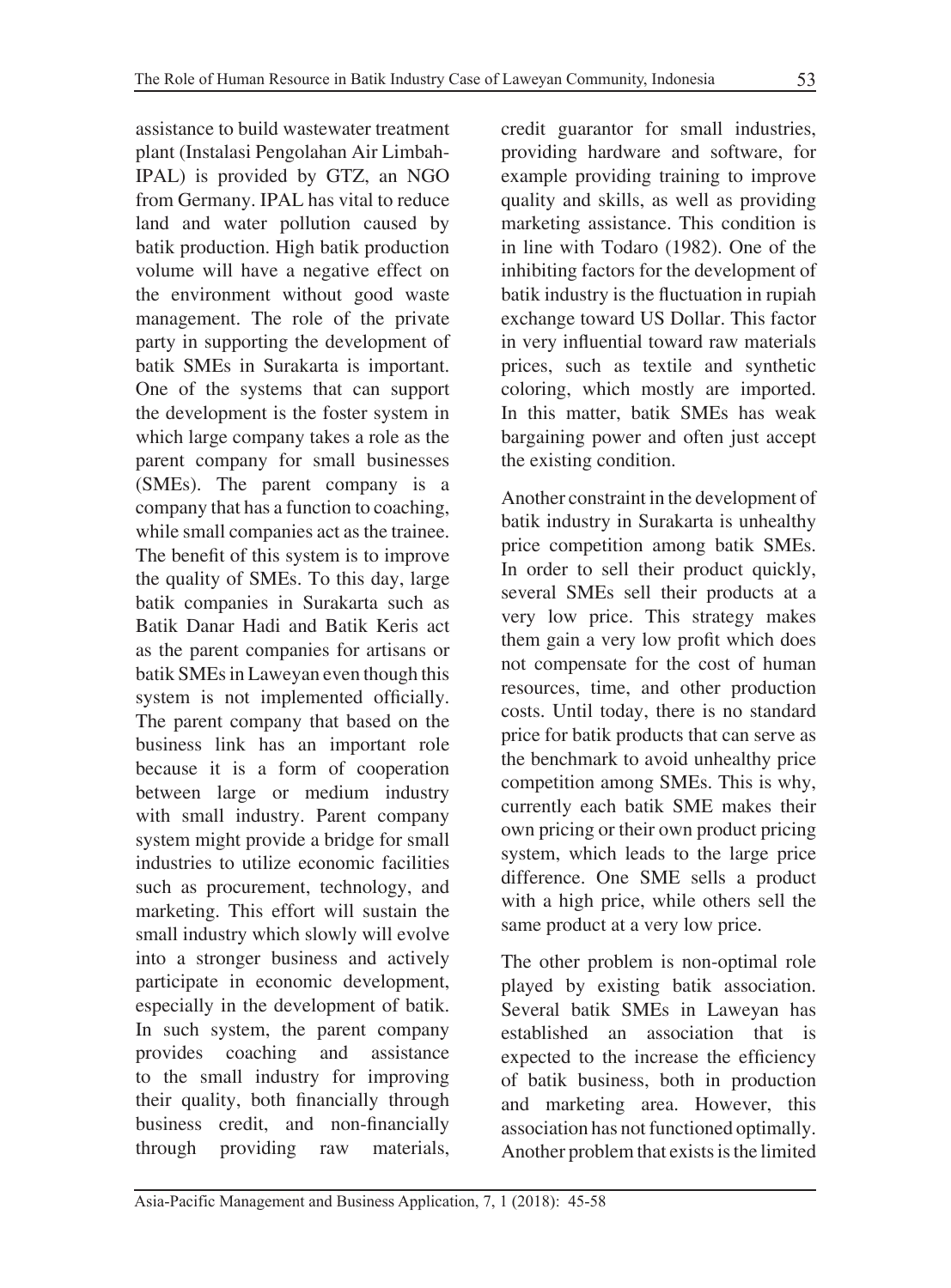assistance to build wastewater treatment plant (Instalasi Pengolahan Air Limbah-IPAL) is provided by GTZ, an NGO from Germany. IPAL has vital to reduce land and water pollution caused by batik production. High batik production volume will have a negative effect on the environment without good waste management. The role of the private party in supporting the development of batik SMEs in Surakarta is important. One of the systems that can support the development is the foster system in which large company takes a role as the parent company for small businesses (SMEs). The parent company is a company that has a function to coaching, while small companies act as the trainee. The benefit of this system is to improve the quality of SMEs. To this day, large batik companies in Surakarta such as Batik Danar Hadi and Batik Keris act as the parent companies for artisans or batik SMEs in Laweyan even though this system is not implemented officially. The parent company that based on the business link has an important role because it is a form of cooperation between large or medium industry with small industry. Parent company system might provide a bridge for small industries to utilize economic facilities such as procurement, technology, and marketing. This effort will sustain the small industry which slowly will evolve into a stronger business and actively participate in economic development, especially in the development of batik. In such system, the parent company provides coaching and assistance to the small industry for improving their quality, both financially through business credit, and non-financially through providing raw materials, credit guarantor for small industries, providing hardware and software, for example providing training to improve quality and skills, as well as providing marketing assistance. This condition is in line with Todaro (1982). One of the inhibiting factors for the development of batik industry is the fluctuation in rupiah exchange toward US Dollar. This factor in very influential toward raw materials prices, such as textile and synthetic coloring, which mostly are imported. In this matter, batik SMEs has weak bargaining power and often just accept the existing condition.

Another constraint in the development of batik industry in Surakarta is unhealthy price competition among batik SMEs. In order to sell their product quickly, several SMEs sell their products at a very low price. This strategy makes them gain a very low profit which does not compensate for the cost of human resources, time, and other production costs. Until today, there is no standard price for batik products that can serve as the benchmark to avoid unhealthy price competition among SMEs. This is why, currently each batik SME makes their own pricing or their own product pricing system, which leads to the large price difference. One SME sells a product with a high price, while others sell the same product at a very low price.

The other problem is non-optimal role played by existing batik association. Several batik SMEs in Laweyan has established an association that is expected to the increase the efficiency of batik business, both in production and marketing area. However, this association has not functioned optimally. Another problem that exists is the limited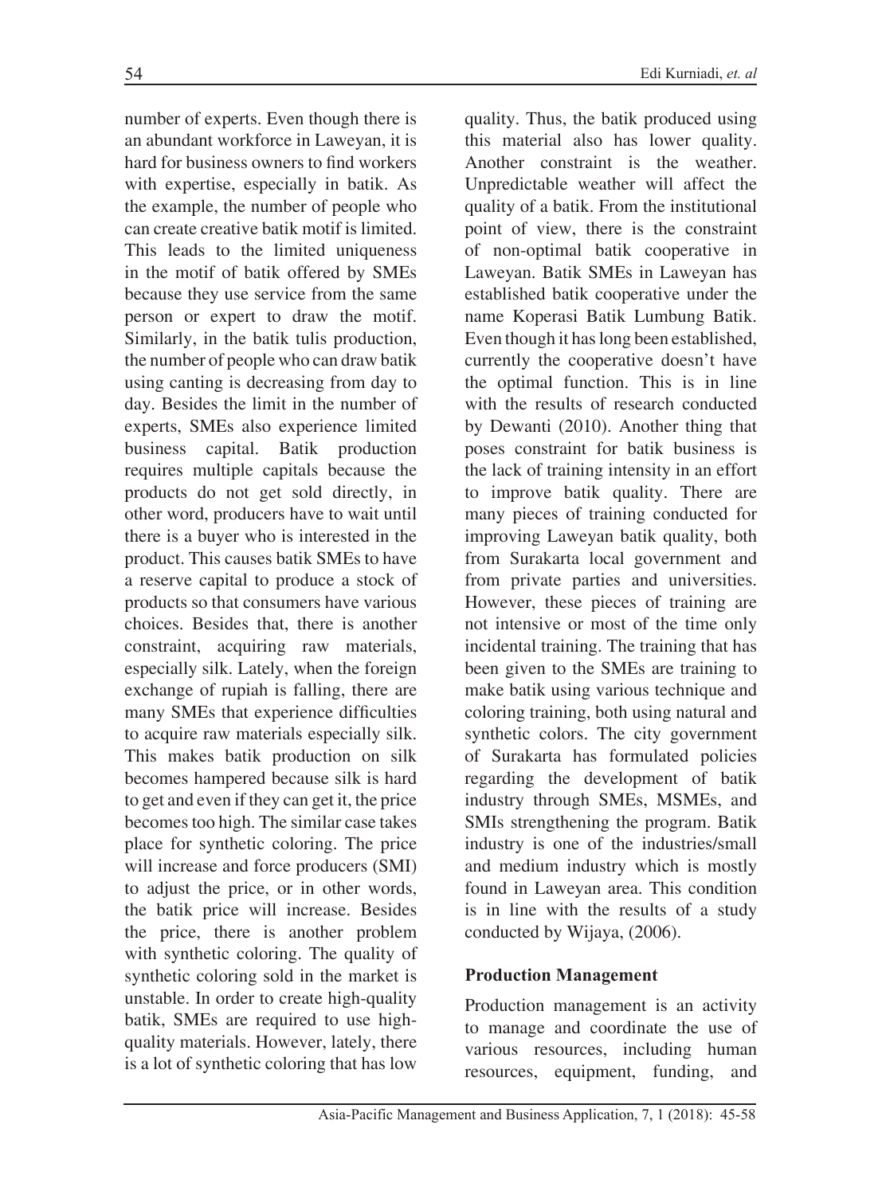number of experts. Even though there is an abundant workforce in Laweyan, it is hard for business owners to find workers with expertise, especially in batik. As the example, the number of people who can create creative batik motif is limited. This leads to the limited uniqueness in the motif of batik offered by SMEs because they use service from the same person or expert to draw the motif. Similarly, in the batik tulis production, the number of people who can draw batik using canting is decreasing from day to day. Besides the limit in the number of experts, SMEs also experience limited business capital. Batik production requires multiple capitals because the products do not get sold directly, in other word, producers have to wait until there is a buyer who is interested in the product. This causes batik SMEs to have a reserve capital to produce a stock of products so that consumers have various choices. Besides that, there is another constraint, acquiring raw materials, especially silk. Lately, when the foreign exchange of rupiah is falling, there are many SMEs that experience difficulties to acquire raw materials especially silk. This makes batik production on silk becomes hampered because silk is hard to get and even if they can get it, the price becomes too high. The similar case takes place for synthetic coloring. The price will increase and force producers (SMI) to adjust the price, or in other words, the batik price will increase. Besides the price, there is another problem with synthetic coloring. The quality of synthetic coloring sold in the market is unstable. In order to create high-quality batik, SMEs are required to use high-quality materials. However, lately, there is a lot of synthetic coloring that has low quality. Thus, the batik produced using this material also has lower quality. Another constraint is the weather. Unpredictable weather will affect the quality of a batik. From the institutional point of view, there is the constraint of non-optimal batik cooperative in Laweyan. Batik SMEs in Laweyan has established batik cooperative under the name Koperasi Batik Lumbung Batik. Even though it has long been established, currently the cooperative doesn't have the optimal function. This is in line with the results of research conducted by Dewanti (2010). Another thing that poses constraint for batik business is the lack of training intensity in an effort to improve batik quality. There are many pieces of training conducted for improving Laweyan batik quality, both from Surakarta local government and from private parties and universities. However, these pieces of training are not intensive or most of the time only incidental training. The training that has been given to the SMEs are training to make batik using various technique and coloring training, both using natural and synthetic colors. The city government of Surakarta has formulated policies regarding the development of batik industry through SMEs, MSMEs, and SMIs strengthening the program. Batik industry is one of the industries/small and medium industry which is mostly found in Laweyan area. This condition is in line with the results of a study conducted by Wijaya, (2006).

## Production Management

Production management is an activity to manage and coordinate the use of various resources, including human resources, equipment, funding, and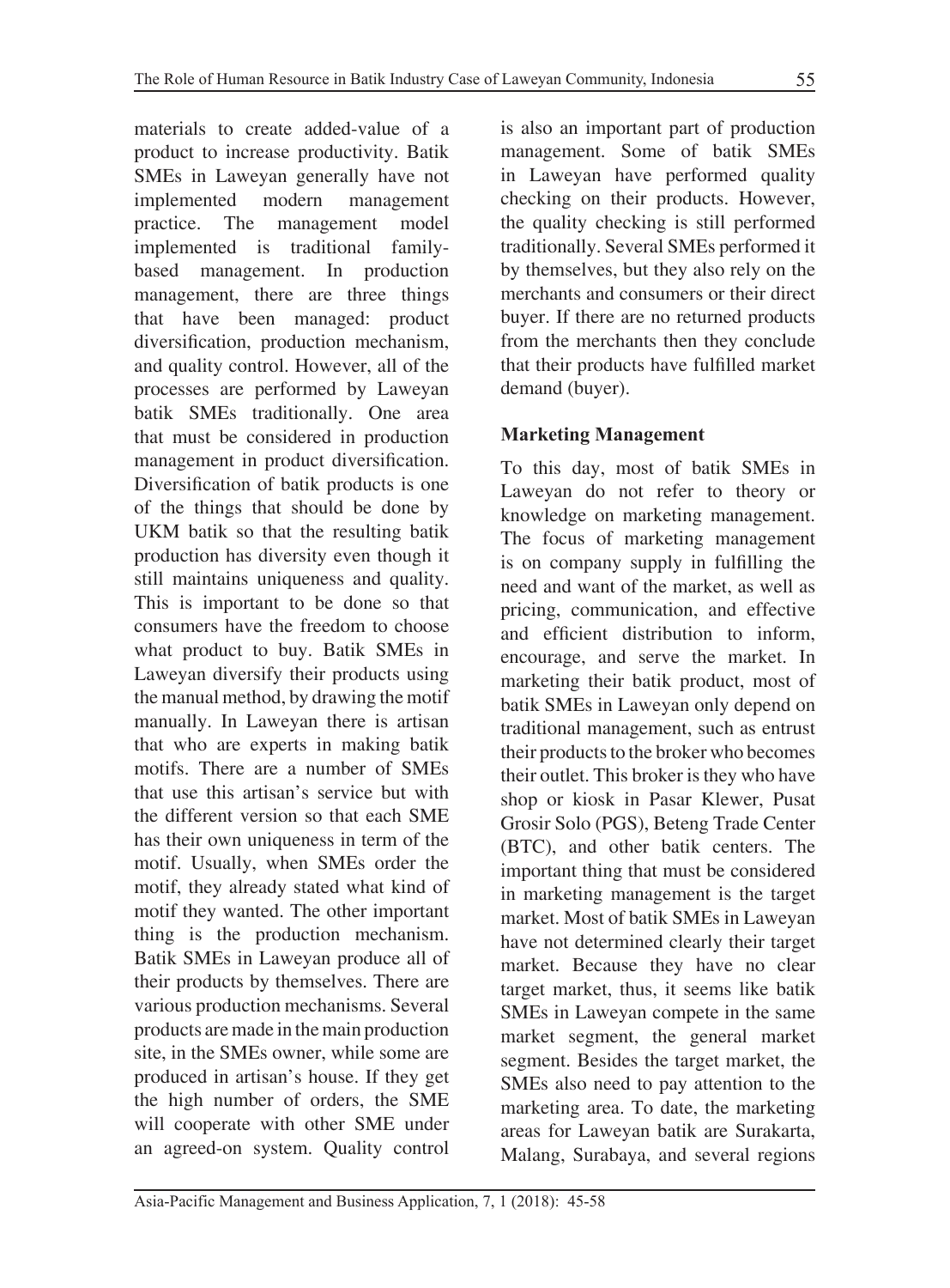materials to create added-value of a product to increase productivity. Batik SMEs in Laweyan generally have not implemented modern management practice. The management model implemented is traditional family-based management. In production management, there are three things that have been managed: product diversification, production mechanism, and quality control. However, all of the processes are performed by Laweyan batik SMEs traditionally. One area that must be considered in production management in product diversification. Diversification of batik products is one of the things that should be done by UKM batik so that the resulting batik production has diversity even though it still maintains uniqueness and quality. This is important to be done so that consumers have the freedom to choose what product to buy. Batik SMEs in Laweyan diversify their products using the manual method, by drawing the motif manually. In Laweyan there is artisan that who are experts in making batik motifs. There are a number of SMEs that use this artisan's service but with the different version so that each SME has their own uniqueness in term of the motif. Usually, when SMEs order the motif, they already stated what kind of motif they wanted. The other important thing is the production mechanism. Batik SMEs in Laweyan produce all of their products by themselves. There are various production mechanisms. Several products are made in the main production site, in the SMEs owner, while some are produced in artisan's house. If they get the high number of orders, the SME will cooperate with other SME under an agreed-on system. Quality control is also an important part of production management. Some of batik SMEs in Laweyan have performed quality checking on their products. However, the quality checking is still performed traditionally. Several SMEs performed it by themselves, but they also rely on the merchants and consumers or their direct buyer. If there are no returned products from the merchants then they conclude that their products have fulfilled market demand (buyer).

**Marketing Management**

To this day, most of batik SMEs in Laweyan do not refer to theory or knowledge on marketing management. The focus of marketing management is on company supply in fulfilling the need and want of the market, as well as pricing, communication, and effective and efficient distribution to inform, encourage, and serve the market. In marketing their batik product, most of batik SMEs in Laweyan only depend on traditional management, such as entrust their products to the broker who becomes their outlet. This broker is they who have shop or kiosk in Pasar Klewer, Pusat Grosir Solo (PGS), Beteng Trade Center (BTC), and other batik centers. The important thing that must be considered in marketing management is the target market. Most of batik SMEs in Laweyan have not determined clearly their target market. Because they have no clear target market, thus, it seems like batik SMEs in Laweyan compete in the same market segment, the general market segment. Besides the target market, the SMEs also need to pay attention to the marketing area. To date, the marketing areas for Laweyan batik are Surakarta, Malang, Surabaya, and several regions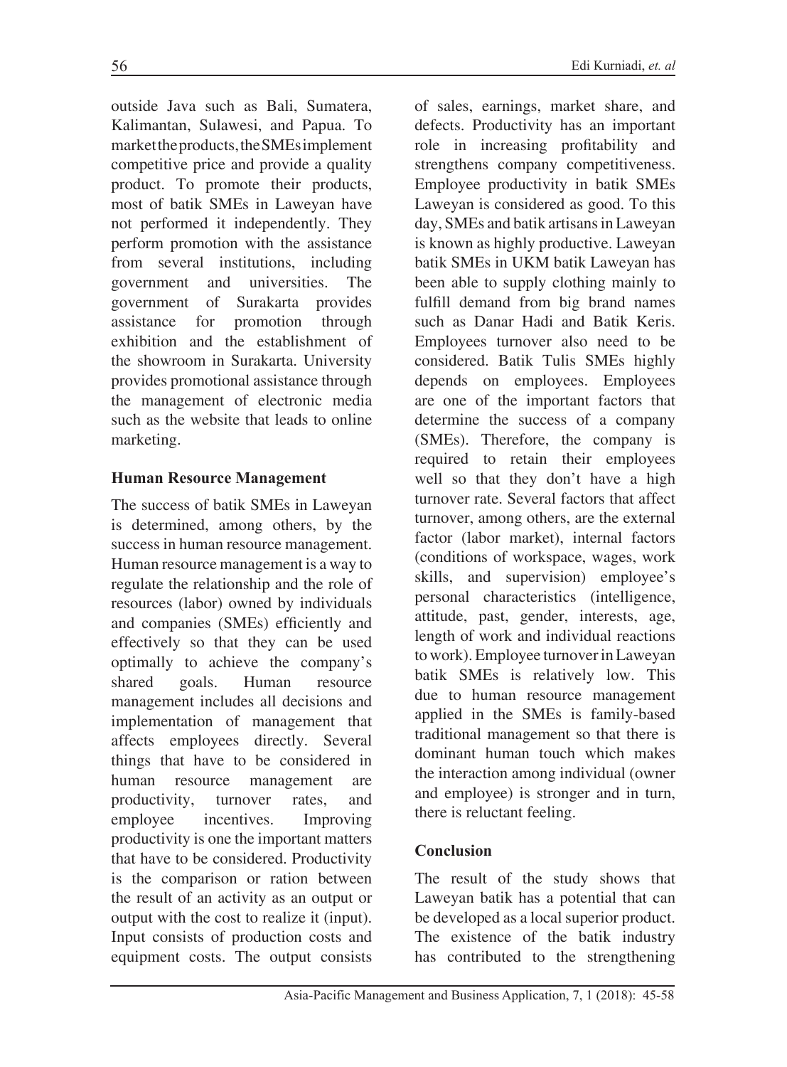outside Java such as Bali, Sumatera, Kalimantan, Sulawesi, and Papua. To market the products, the SMEs implement competitive price and provide a quality product. To promote their products, most of batik SMEs in Laweyan have not performed it independently. They perform promotion with the assistance from several institutions, including government and universities. The government of Surakarta provides assistance for promotion through exhibition and the establishment of the showroom in Surakarta. University provides promotional assistance through the management of electronic media such as the website that leads to online marketing.

**Human Resource Management**

The success of batik SMEs in Laweyan is determined, among others, by the success in human resource management. Human resource management is a way to regulate the relationship and the role of resources (labor) owned by individuals and companies (SMEs) efficiently and effectively so that they can be used optimally to achieve the company's shared goals. Human resource management includes all decisions and implementation of management that affects employees directly. Several things that have to be considered in human resource management are productivity, turnover rates, and employee incentives. Improving productivity is one the important matters that have to be considered. Productivity is the comparison or ration between the result of an activity as an output or output with the cost to realize it (input). Input consists of production costs and equipment costs. The output consists of sales, earnings, market share, and defects. Productivity has an important role in increasing profitability and strengthens company competitiveness. Employee productivity in batik SMEs Laweyan is considered as good. To this day, SMEs and batik artisans in Laweyan is known as highly productive. Laweyan batik SMEs in UKM batik Laweyan has been able to supply clothing mainly to fulfill demand from big brand names such as Danar Hadi and Batik Keris. Employees turnover also need to be considered. Batik Tulis SMEs highly depends on employees. Employees are one of the important factors that determine the success of a company (SMEs). Therefore, the company is required to retain their employees well so that they don't have a high turnover rate. Several factors that affect turnover, among others, are the external factor (labor market), internal factors (conditions of workspace, wages, work skills, and supervision) employee's personal characteristics (intelligence, attitude, past, gender, interests, age, length of work and individual reactions to work). Employee turnover in Laweyan batik SMEs is relatively low. This due to human resource management applied in the SMEs is family-based traditional management so that there is dominant human touch which makes the interaction among individual (owner and employee) is stronger and in turn, there is reluctant feeling.

**Conclusion**

The result of the study shows that Laweyan batik has a potential that can be developed as a local superior product. The existence of the batik industry has contributed to the strengthening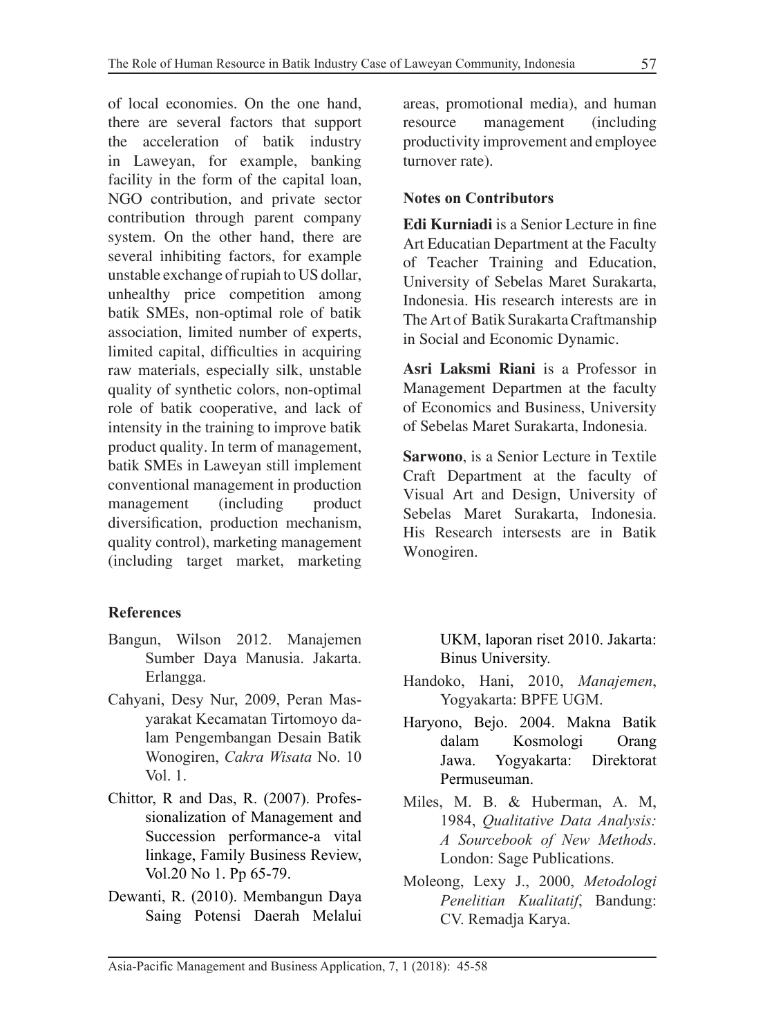of local economies. On the one hand, there are several factors that support the acceleration of batik industry in Laweyan, for example, banking facility in the form of the capital loan, NGO contribution, and private sector contribution through parent company system. On the other hand, there are several inhibiting factors, for example unstable exchange of rupiah to US dollar, unhealthy price competition among batik SMEs, non-optimal role of batik association, limited number of experts, limited capital, difficulties in acquiring raw materials, especially silk, unstable quality of synthetic colors, non-optimal role of batik cooperative, and lack of intensity in the training to improve batik product quality. In term of management, batik SMEs in Laweyan still implement conventional management in production management (including product diversification, production mechanism, quality control), marketing management (including target market, marketing areas, promotional media), and human resource management (including productivity improvement and employee turnover rate).

**Notes on Contributors**

**Edi Kurniadi** is a Senior Lecture in fine Art Educatian Department at the Faculty of Teacher Training and Education, University of Sebelas Maret Surakarta, Indonesia. His research interests are in The Art of Batik Surakarta Craftmanship in Social and Economic Dynamic.

**Asri Laksmi Riani** is a Professor in Management Departmen at the faculty of Economics and Business, University of Sebelas Maret Surakarta, Indonesia.

**Sarwono**, is a Senior Lecture in Textile Craft Department at the faculty of Visual Art and Design, University of Sebelas Maret Surakarta, Indonesia. His Research intersests are in Batik Wonogiren.

**References**

Bangun, Wilson 2012. Manajemen Sumber Daya Manusia. Jakarta. Erlangga.

Cahyani, Desy Nur, 2009, Peran Masyarakat Kecamatan Tirtomoyo dalam Pengembangan Desain Batik Wonogiren, *Cakra Wisata* No. 10 Vol. 1.

Chittor, R and Das, R. (2007). Professionalization of Management and Succession performance-a vital linkage, Family Business Review, Vol.20 No 1. Pp 65-79.

Dewanti, R. (2010). Membangun Daya Saing Potensi Daerah Melalui UKM, laporan riset 2010. Jakarta: Binus University.

Handoko, Hani, 2010, *Manajemen*, Yogyakarta: BPFE UGM.

Haryono, Bejo. 2004. Makna Batik dalam Kosmologi Orang Jawa. Yogyakarta: Direktorat Permuseuman.

Miles, M. B. & Huberman, A. M, 1984, *Qualitative Data Analysis: A Sourcebook of New Methods*. London: Sage Publications.

Moleong, Lexy J., 2000, *Metodologi Penelitian Kualitatif*, Bandung: CV. Remadja Karya.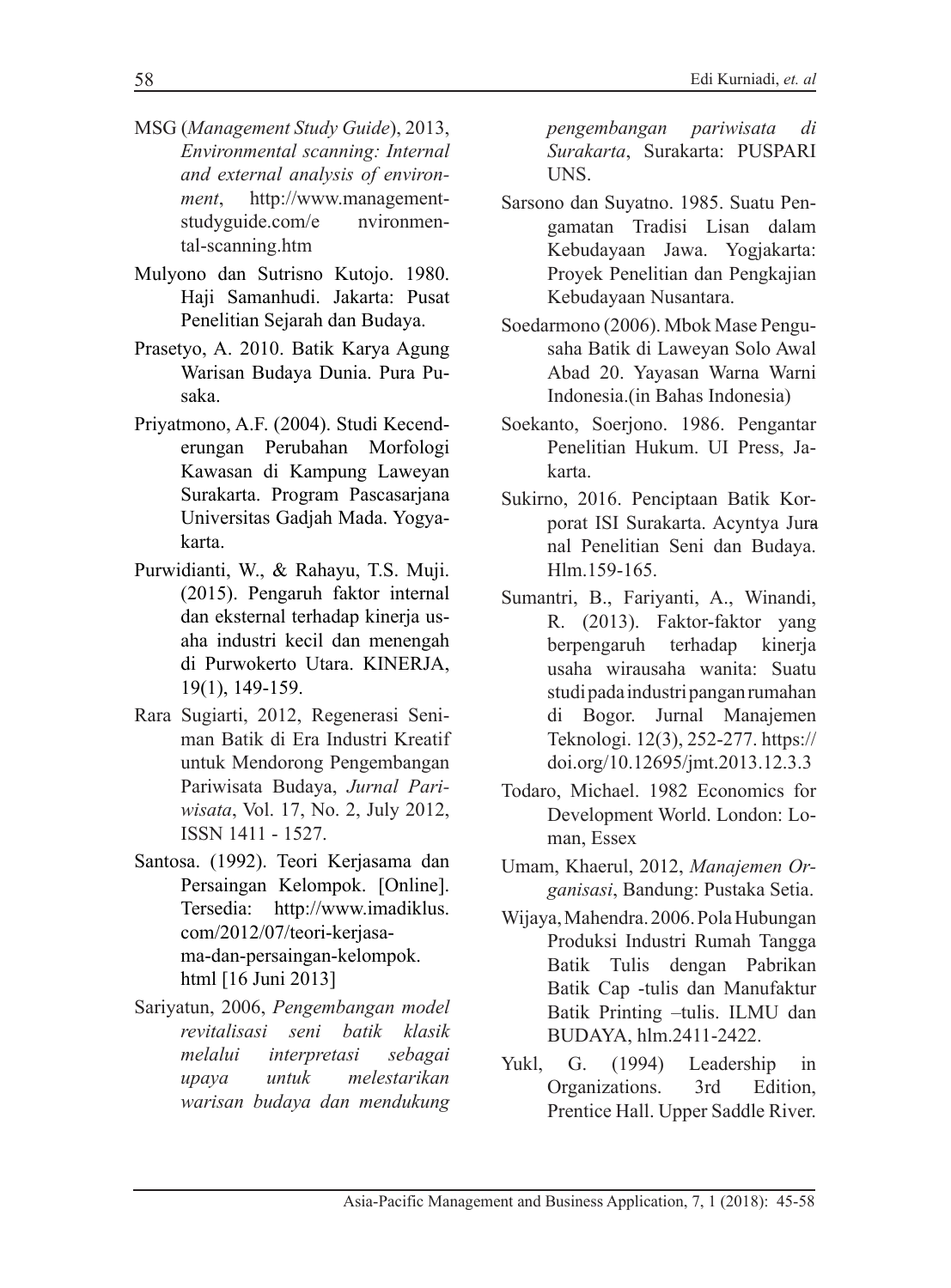MSG (*Management Study Guide*), 2013, *Environmental scanning: Internal and external analysis of environment*, http://www.managementstudyguide.com/e nvironmental-scanning.htm

Mulyono dan Sutrisno Kutojo. 1980. Haji Samanhudi. Jakarta: Pusat Penelitian Sejarah dan Budaya.

Prasetyo, A. 2010. Batik Karya Agung Warisan Budaya Dunia. Pura Pusaka.

Priyatmono, A.F. (2004). Studi Kecenderungan Perubahan Morfologi Kawasan di Kampung Laweyan Surakarta. Program Pascasarjana Universitas Gadjah Mada. Yogyakarta.

Purwidianti, W., & Rahayu, T.S. Muji. (2015). Pengaruh faktor internal dan eksternal terhadap kinerja usaha industri kecil dan menengah di Purwokerto Utara. KINERJA, 19(1), 149-159.

Rara Sugiarti, 2012, Regenerasi Seniman Batik di Era Industri Kreatif untuk Mendorong Pengembangan Pariwisata Budaya, *Jurnal Pariwisata*, Vol. 17, No. 2, July 2012, ISSN 1411 - 1527.

Santosa. (1992). Teori Kerjasama dan Persaingan Kelompok. [Online]. Tersedia: http://www.imadiklus.com/2012/07/teori-kerjasama-dan-persaingan-kelompok.html [16 Juni 2013]

Sariyatun, 2006, *Pengembangan model revitalisasi seni batik klasik melalui interpretasi sebagai upaya untuk melestarikan warisan budaya dan mendukung pengembangan pariwisata di Surakarta*, Surakarta: PUSPARI UNS.

Sarsono dan Suyatno. 1985. Suatu Pengamatan Tradisi Lisan dalam Kebudayaan Jawa. Yogjakarta: Proyek Penelitian dan Pengkajian Kebudayaan Nusantara.

Soedarmono (2006). Mbok Mase Pengusaha Batik di Laweyan Solo Awal Abad 20. Yayasan Warna Warni Indonesia.(in Bahas Indonesia)

Soekanto, Soerjono. 1986. Pengantar Penelitian Hukum. UI Press, Jakarta.

Sukirno, 2016. Penciptaan Batik Korporat ISI Surakarta. Acyntya Jurnal Penelitian Seni dan Budaya. Hlm.159-165.

Sumantri, B., Fariyanti, A., Winandi, R. (2013). Faktor-faktor yang berpengaruh terhadap kinerja usaha wirausaha wanita: Suatu studi pada industri pangan rumahan di Bogor. Jurnal Manajemen Teknologi. 12(3), 252-277. https://doi.org/10.12695/jmt.2013.12.3.3

Todaro, Michael. 1982 Economics for Development World. London: Loman, Essex

Umam, Khaerul, 2012, *Manajemen Organisasi*, Bandung: Pustaka Setia.

Wijaya, Mahendra. 2006. Pola Hubungan Produksi Industri Rumah Tangga Batik Tulis dengan Pabrikan Batik Cap -tulis dan Manufaktur Batik Printing –tulis. ILMU dan BUDAYA, hlm.2411-2422.

Yukl, G. (1994) Leadership in Organizations. 3rd Edition, Prentice Hall. Upper Saddle River.